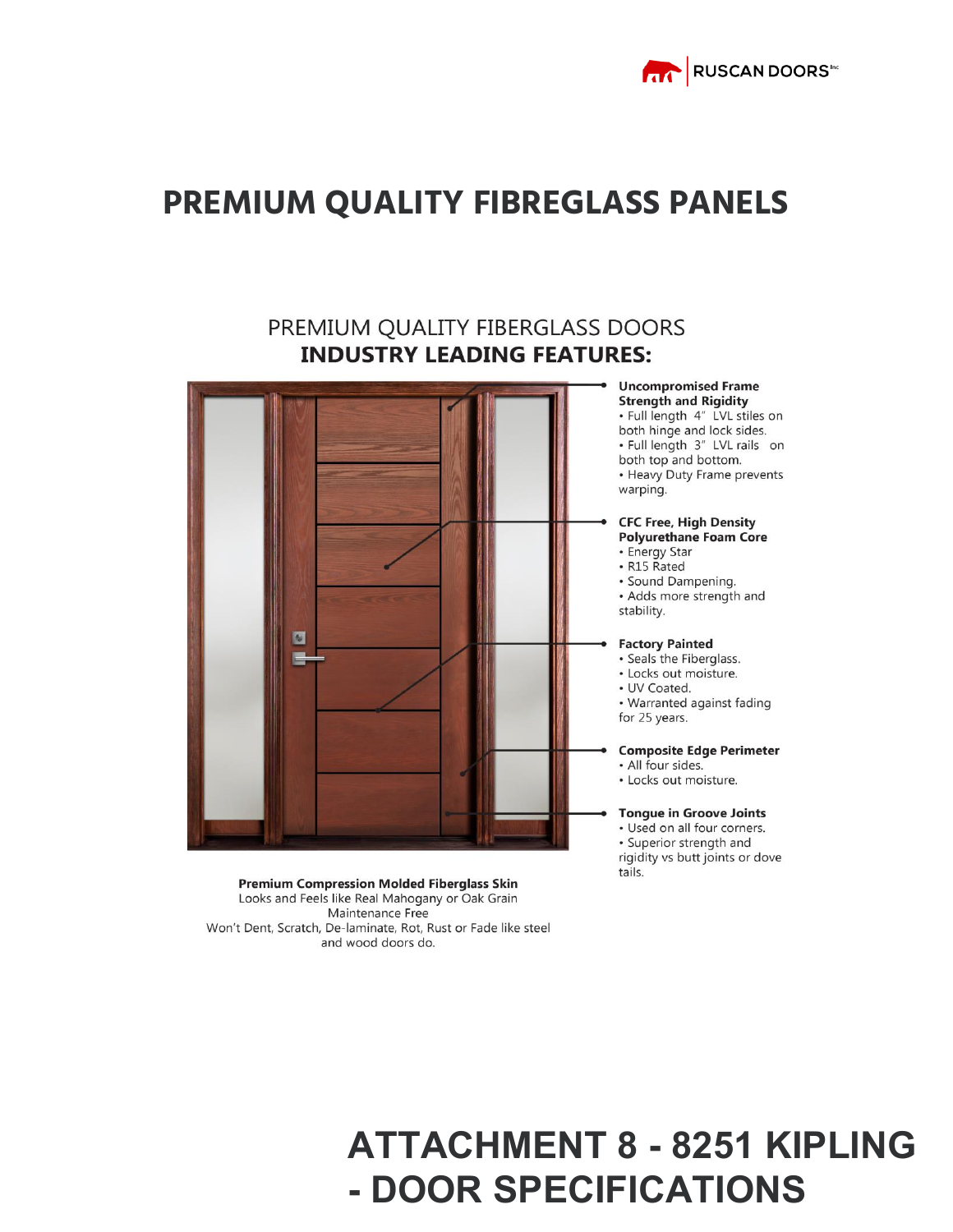RUSCAN DOORS[Inc]

# PREMIUM QUALITY FIBREGLASS PANELS

## PREMIUM QUALITY FIBERGLASS DOORS
## INDUSTRY LEADING FEATURES:

**Uncompromised Frame Strength and Rigidity**
- Full length 4" LVL stiles on both hinge and lock sides.
- Full length 3" LVL rails on both top and bottom.
- Heavy Duty Frame prevents warping.

**CFC Free, High Density Polyurethane Foam Core**
- Energy Star
- R15 Rated
- Sound Dampening.
- Adds more strength and stability.

**Factory Painted**
- Seals the Fiberglass.
- Locks out moisture.
- UV Coated.
- Warranted against fading for 25 years.

**Composite Edge Perimeter**
- All four sides.
- Locks out moisture.

**Tongue in Groove Joints**
- Used on all four corners.
- Superior strength and rigidity vs butt joints or dove tails.

**Premium Compression Molded Fiberglass Skin**
Looks and Feels like Real Mahogany or Oak Grain
Maintenance Free
Won't Dent, Scratch, De-laminate, Rot, Rust or Fade like steel and wood doors do.

# ATTACHMENT 8 - 8251 KIPLING - DOOR SPECIFICATIONS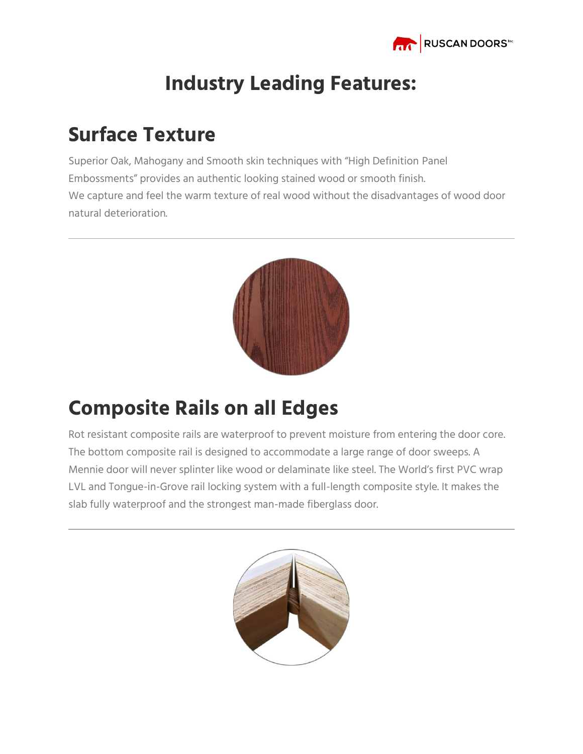# Industry Leading Features:

## Surface Texture

Superior Oak, Mahogany and Smooth skin techniques with "High Definition Panel Embossments" provides an authentic looking stained wood or smooth finish.
We capture and feel the warm texture of real wood without the disadvantages of wood door natural deterioration.

---

## Composite Rails on all Edges

Rot resistant composite rails are waterproof to prevent moisture from entering the door core. The bottom composite rail is designed to accommodate a large range of door sweeps. A Mennie door will never splinter like wood or delaminate like steel. The World's first PVC wrap LVL and Tongue-in-Grove rail locking system with a full-length composite style. It makes the slab fully waterproof and the strongest man-made fiberglass door.

---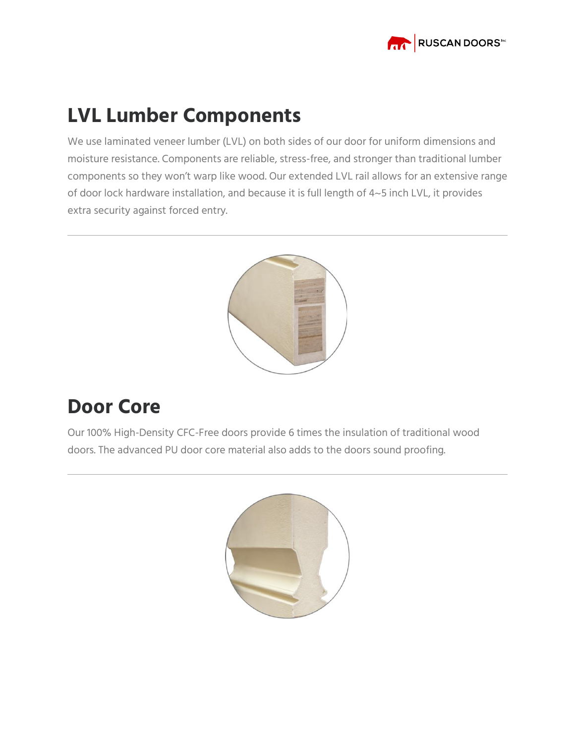## LVL Lumber Components

We use laminated veneer lumber (LVL) on both sides of our door for uniform dimensions and moisture resistance. Components are reliable, stress-free, and stronger than traditional lumber components so they won't warp like wood. Our extended LVL rail allows for an extensive range of door lock hardware installation, and because it is full length of 4~5 inch LVL, it provides extra security against forced entry.

---

## Door Core

Our 100% High-Density CFC-Free doors provide 6 times the insulation of traditional wood doors. The advanced PU door core material also adds to the doors sound proofing.

---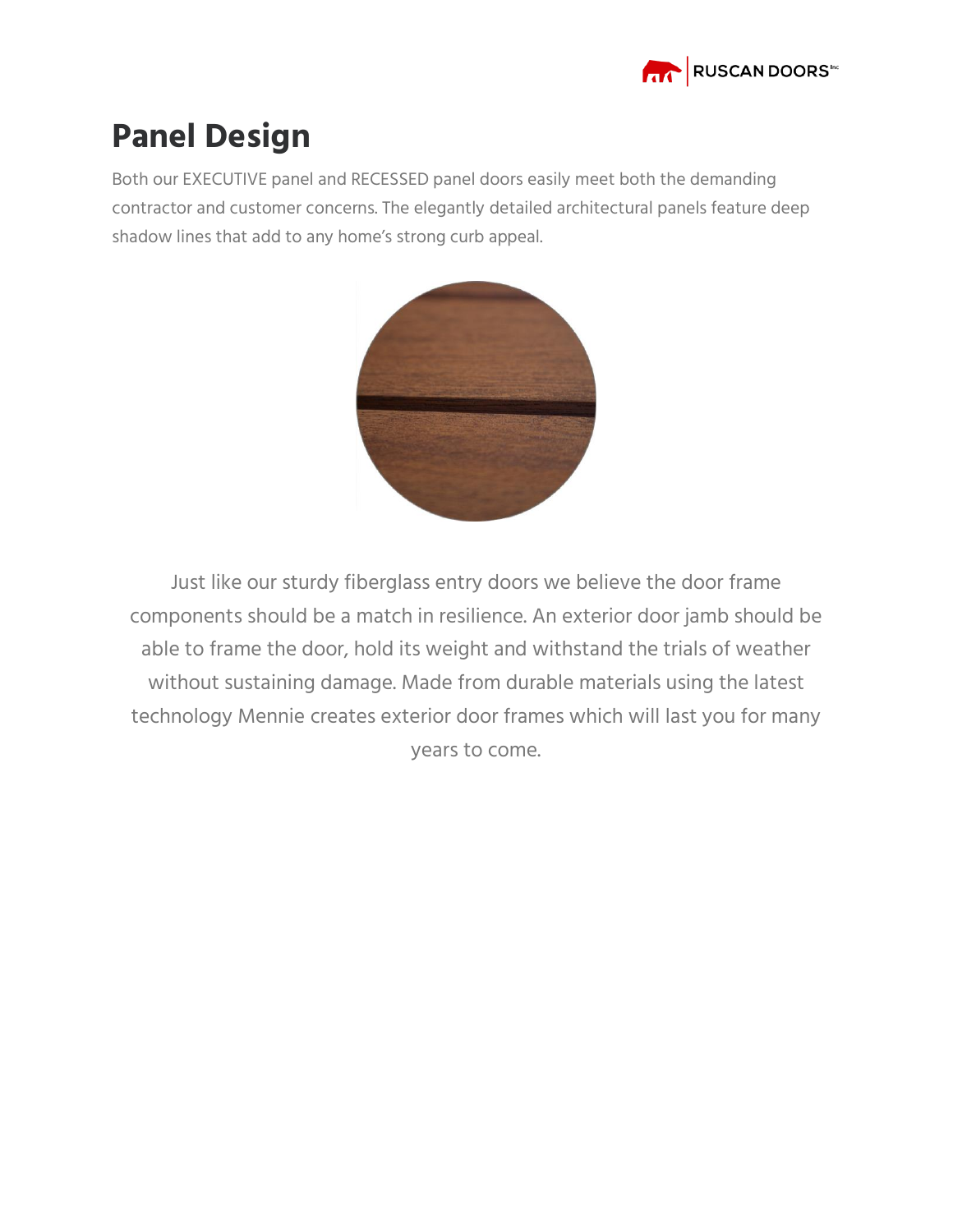# Panel Design

Both our EXECUTIVE panel and RECESSED panel doors easily meet both the demanding contractor and customer concerns. The elegantly detailed architectural panels feature deep shadow lines that add to any home's strong curb appeal.

Just like our sturdy fiberglass entry doors we believe the door frame components should be a match in resilience. An exterior door jamb should be able to frame the door, hold its weight and withstand the trials of weather without sustaining damage. Made from durable materials using the latest technology Mennie creates exterior door frames which will last you for many years to come.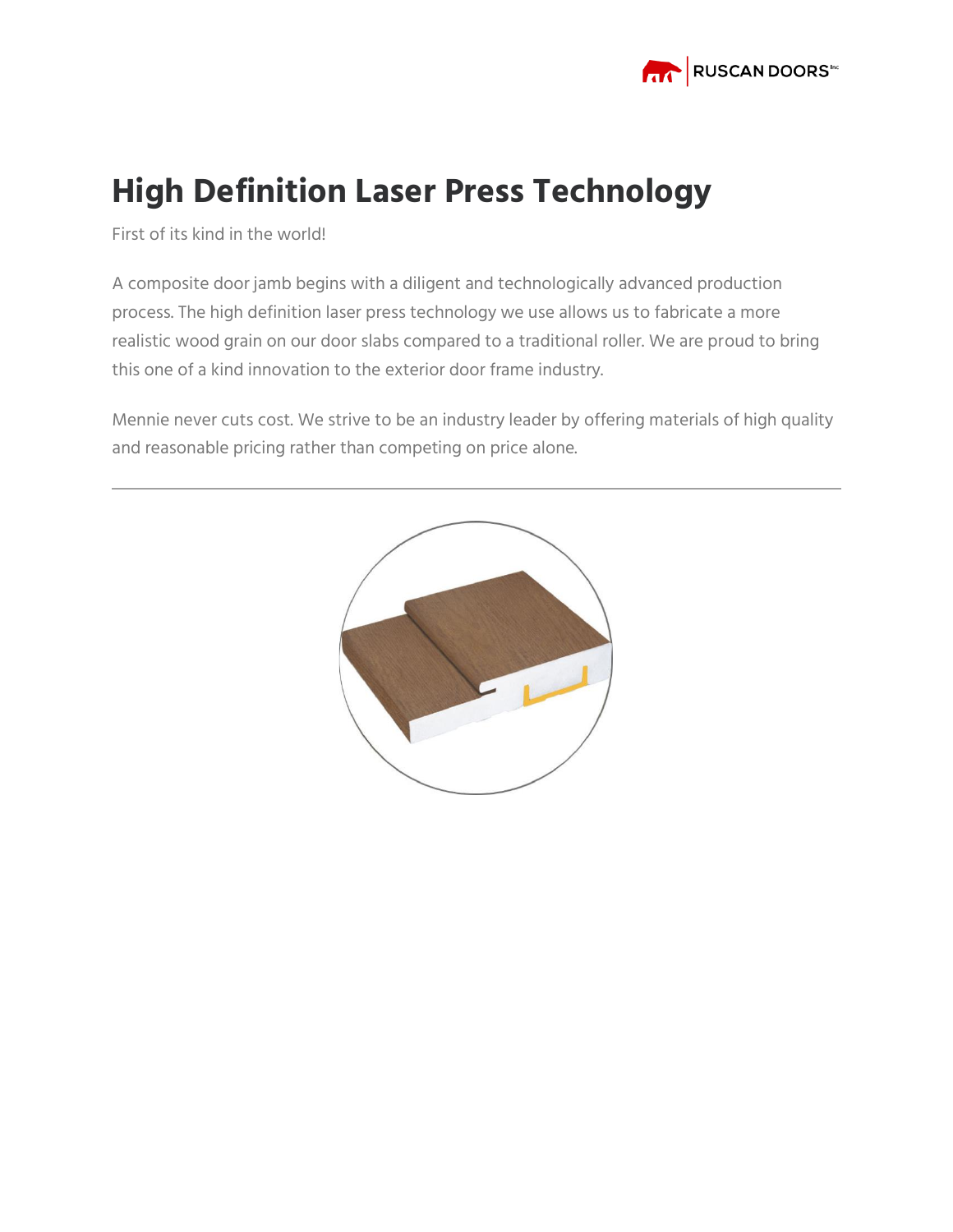# High Definition Laser Press Technology

First of its kind in the world!

A composite door jamb begins with a diligent and technologically advanced production process. The high definition laser press technology we use allows us to fabricate a more realistic wood grain on our door slabs compared to a traditional roller. We are proud to bring this one of a kind innovation to the exterior door frame industry.

Mennie never cuts cost. We strive to be an industry leader by offering materials of high quality and reasonable pricing rather than competing on price alone.

---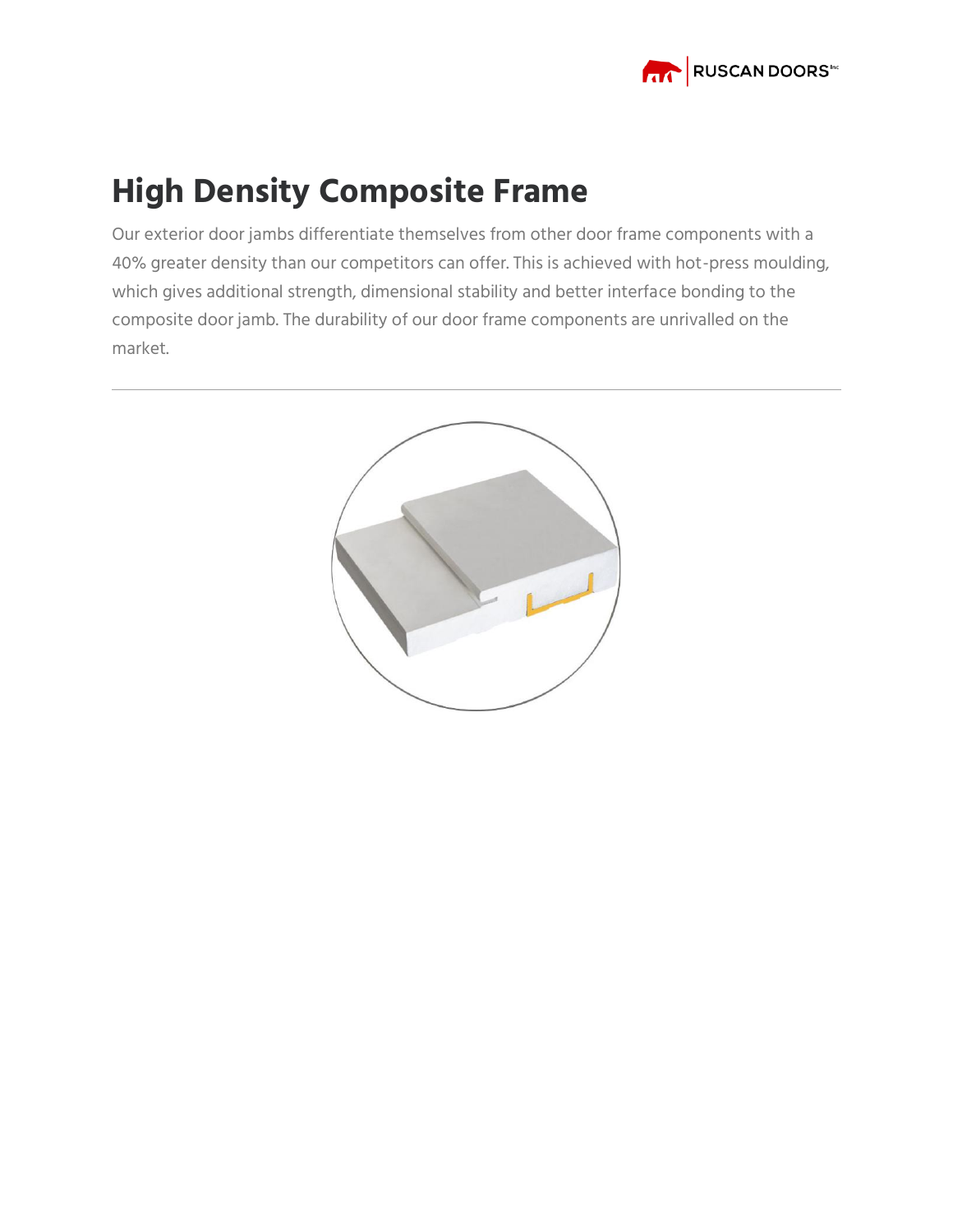# High Density Composite Frame

Our exterior door jambs differentiate themselves from other door frame components with a 40% greater density than our competitors can offer. This is achieved with hot-press moulding, which gives additional strength, dimensional stability and better interface bonding to the composite door jamb. The durability of our door frame components are unrivalled on the market.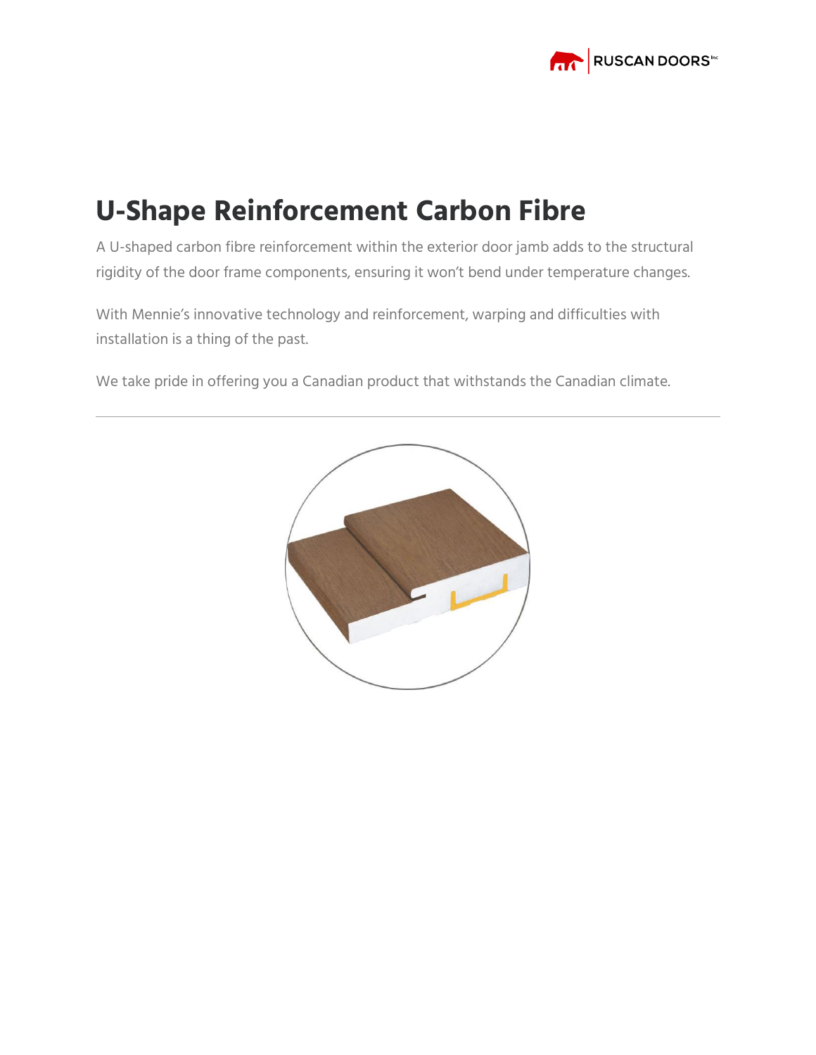# U-Shape Reinforcement Carbon Fibre

A U-shaped carbon fibre reinforcement within the exterior door jamb adds to the structural rigidity of the door frame components, ensuring it won't bend under temperature changes.

With Mennie's innovative technology and reinforcement, warping and difficulties with installation is a thing of the past.

We take pride in offering you a Canadian product that withstands the Canadian climate.

---